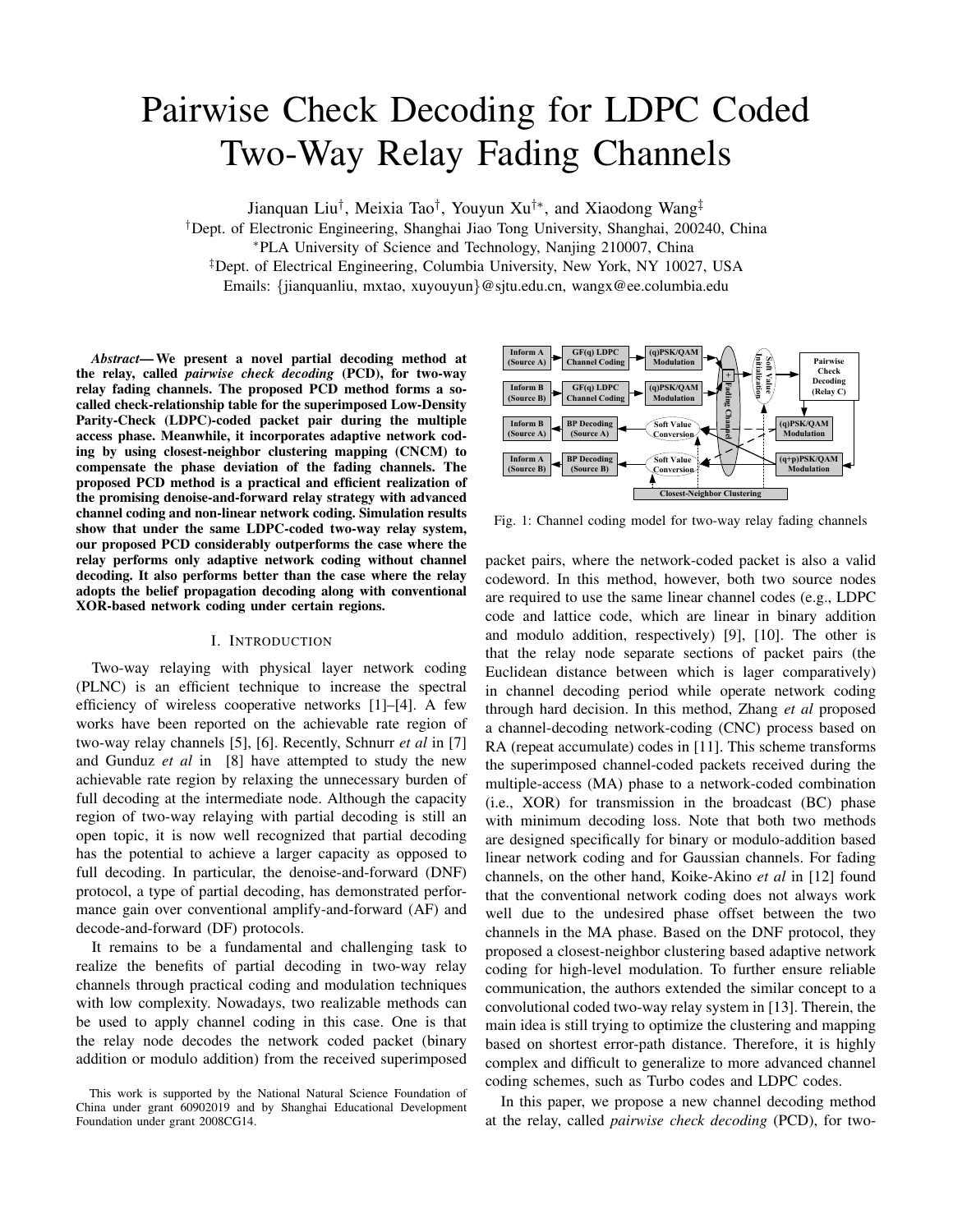# Pairwise Check Decoding for LDPC Coded Two-Way Relay Fading Channels

Jianquan Liu[†], Meixia Tao[†], Youyun Xu[†∗], and Xiaodong Wang[‡]

[†]Dept. of Electronic Engineering, Shanghai Jiao Tong University, Shanghai, 200240, China

[∗]PLA University of Science and Technology, Nanjing 210007, China

[‡]Dept. of Electrical Engineering, Columbia University, New York, NY 10027, USA

Emails: {jianquanliu, mxtao, xuyouyun}@sjtu.edu.cn, wangx@ee.columbia.edu

***Abstract*— We present a novel partial decoding method at the relay, called *pairwise check decoding* (PCD), for two-way relay fading channels. The proposed PCD method forms a so-called check-relationship table for the superimposed Low-Density Parity-Check (LDPC)-coded packet pair during the multiple access phase. Meanwhile, it incorporates adaptive network coding by using closest-neighbor clustering mapping (CNCM) to compensate the phase deviation of the fading channels. The proposed PCD method is a practical and efficient realization of the promising denoise-and-forward relay strategy with advanced channel coding and non-linear network coding. Simulation results show that under the same LDPC-coded two-way relay system, our proposed PCD considerably outperforms the case where the relay performs only adaptive network coding without channel decoding. It also performs better than the case where the relay adopts the belief propagation decoding along with conventional XOR-based network coding under certain regions.**

## I. Introduction

Two-way relaying with physical layer network coding (PLNC) is an efficient technique to increase the spectral efficiency of wireless cooperative networks [1]–[4]. A few works have been reported on the achievable rate region of two-way relay channels [5], [6]. Recently, Schnurr *et al* in [7] and Gunduz *et al* in [8] have attempted to study the new achievable rate region by relaxing the unnecessary burden of full decoding at the intermediate node. Although the capacity region of two-way relaying with partial decoding is still an open topic, it is now well recognized that partial decoding has the potential to achieve a larger capacity as opposed to full decoding. In particular, the denoise-and-forward (DNF) protocol, a type of partial decoding, has demonstrated performance gain over conventional amplify-and-forward (AF) and decode-and-forward (DF) protocols.

It remains to be a fundamental and challenging task to realize the benefits of partial decoding in two-way relay channels through practical coding and modulation techniques with low complexity. Nowadays, two realizable methods can be used to apply channel coding in this case. One is that the relay node decodes the network coded packet (binary addition or modulo addition) from the received superimposed packet pairs, where the network-coded packet is also a valid codeword. In this method, however, both two source nodes are required to use the same linear channel codes (e.g., LDPC code and lattice code, which are linear in binary addition and modulo addition, respectively) [9], [10]. The other is that the relay node separate sections of packet pairs (the Euclidean distance between which is lager comparatively) in channel decoding period while operate network coding through hard decision. In this method, Zhang *et al* proposed a channel-decoding network-coding (CNC) process based on RA (repeat accumulate) codes in [11]. This scheme transforms the superimposed channel-coded packets received during the multiple-access (MA) phase to a network-coded combination (i.e., XOR) for transmission in the broadcast (BC) phase with minimum decoding loss. Note that both two methods are designed specifically for binary or modulo-addition based linear network coding and for Gaussian channels. For fading channels, on the other hand, Koike-Akino *et al* in [12] found that the conventional network coding does not always work well due to the undesired phase offset between the two channels in the MA phase. Based on the DNF protocol, they proposed a closest-neighbor clustering based adaptive network coding for high-level modulation. To further ensure reliable communication, the authors extended the similar concept to a convolutional coded two-way relay system in [13]. Therein, the main idea is still trying to optimize the clustering and mapping based on shortest error-path distance. Therefore, it is highly complex and difficult to generalize to more advanced channel coding schemes, such as Turbo codes and LDPC codes.

In this paper, we propose a new channel decoding method at the relay, called *pairwise check decoding* (PCD), for two-

Fig. 1: Channel coding model for two-way relay fading channels

This work is supported by the National Natural Science Foundation of China under grant 60902019 and by Shanghai Educational Development Foundation under grant 2008CG14.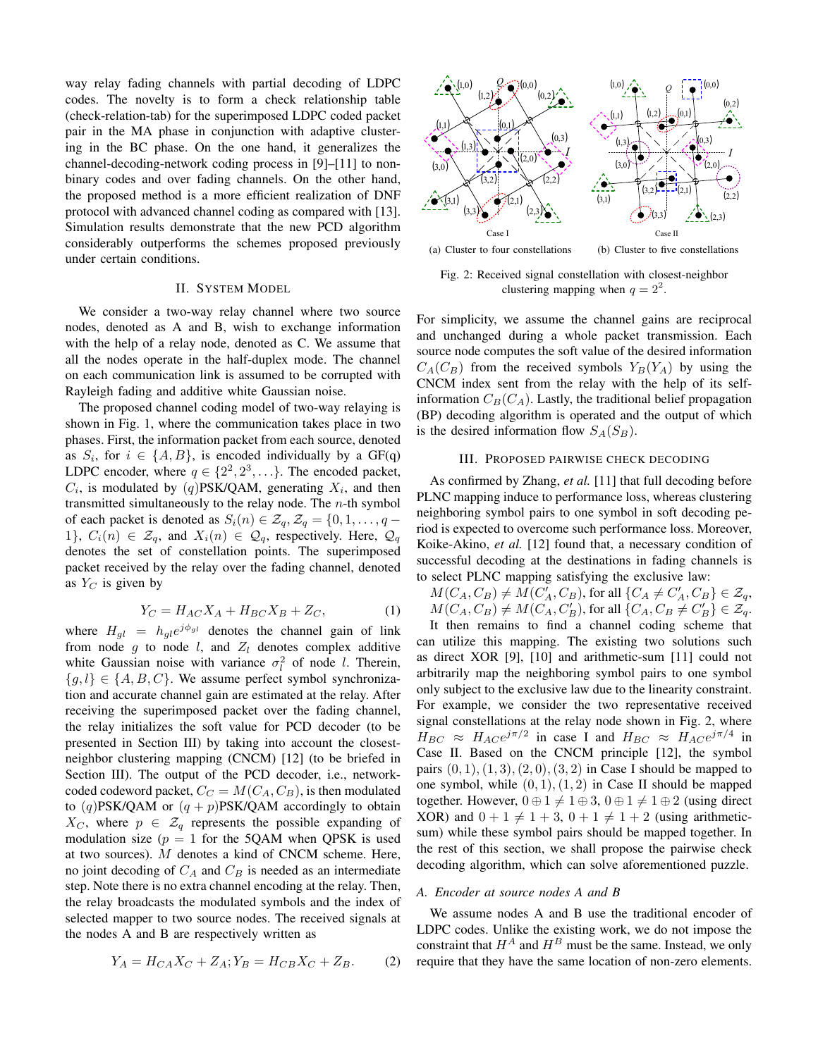way relay fading channels with partial decoding of LDPC codes. The novelty is to form a check relationship table (check-relation-tab) for the superimposed LDPC coded packet pair in the MA phase in conjunction with adaptive clustering in the BC phase. On the one hand, it generalizes the channel-decoding-network coding process in [9]–[11] to non-binary codes and over fading channels. On the other hand, the proposed method is a more efficient realization of DNF protocol with advanced channel coding as compared with [13]. Simulation results demonstrate that the new PCD algorithm considerably outperforms the schemes proposed previously under certain conditions.

## II. System Model

We consider a two-way relay channel where two source nodes, denoted as A and B, wish to exchange information with the help of a relay node, denoted as C. We assume that all the nodes operate in the half-duplex mode. The channel on each communication link is assumed to be corrupted with Rayleigh fading and additive white Gaussian noise.

The proposed channel coding model of two-way relaying is shown in Fig. 1, where the communication takes place in two phases. First, the information packet from each source, denoted as $S_i$, for $i \in \{A, B\}$, is encoded individually by a GF(q) LDPC encoder, where $q \in \{2^2, 2^3, \ldots\}$. The encoded packet, $C_i$, is modulated by $(q)$PSK/QAM, generating $X_i$, and then transmitted simultaneously to the relay node. The $n$-th symbol of each packet is denoted as $S_i(n) \in \mathcal{Z}_q, \mathcal{Z}_q = \{0, 1, \ldots, q-1\}$, $C_i(n) \in \mathcal{Z}_q$, and $X_i(n) \in \mathcal{Q}_q$, respectively. Here, $\mathcal{Q}_q$ denotes the set of constellation points. The superimposed packet received by the relay over the fading channel, denoted as $Y_C$ is given by

$$Y_C = H_{AC} X_A + H_{BC} X_B + Z_C, \tag{1}$$

where $H_{gl} = h_{gl} e^{j\phi_{gl}}$ denotes the channel gain of link from node $g$ to node $l$, and $Z_l$ denotes complex additive white Gaussian noise with variance $\sigma_l^2$ of node $l$. Therein, $\{g, l\} \in \{A, B, C\}$. We assume perfect symbol synchronization and accurate channel gain are estimated at the relay. After receiving the superimposed packet over the fading channel, the relay initializes the soft value for PCD decoder (to be presented in Section III) by taking into account the closest-neighbor clustering mapping (CNCM) [12] (to be briefed in Section III). The output of the PCD decoder, i.e., network-coded codeword packet, $C_C = M(C_A, C_B)$, is then modulated to $(q)$PSK/QAM or $(q+p)$PSK/QAM accordingly to obtain $X_C$, where $p \in \mathcal{Z}_q$ represents the possible expanding of modulation size ($p = 1$ for the 5QAM when QPSK is used at two sources). $M$ denotes a kind of CNCM scheme. Here, no joint decoding of $C_A$ and $C_B$ is needed as an intermediate step. Note there is no extra channel encoding at the relay. Then, the relay broadcasts the modulated symbols and the index of selected mapper to two source nodes. The received signals at the nodes A and B are respectively written as

$$Y_A = H_{CA} X_C + Z_A; Y_B = H_{CB} X_C + Z_B. \tag{2}$$

(a) Cluster to four constellations (b) Cluster to five constellations

Fig. 2: Received signal constellation with closest-neighbor clustering mapping when $q = 2^2$.

For simplicity, we assume the channel gains are reciprocal and unchanged during a whole packet transmission. Each source node computes the soft value of the desired information $C_A(C_B)$ from the received symbols $Y_B(Y_A)$ by using the CNCM index sent from the relay with the help of its self-information $C_B(C_A)$. Lastly, the traditional belief propagation (BP) decoding algorithm is operated and the output of which is the desired information flow $S_A(S_B)$.

## III. Proposed Pairwise Check Decoding

As confirmed by Zhang, *et al.* [11] that full decoding before PLNC mapping induce to performance loss, whereas clustering neighboring symbol pairs to one symbol in soft decoding period is expected to overcome such performance loss. Moreover, Koike-Akino, *et al.* [12] found that, a necessary condition of successful decoding at the destinations in fading channels is to select PLNC mapping satisfying the exclusive law:

$M(C_A, C_B) \neq M(C'_A, C_B)$, for all $\{C_A \neq C'_A, C_B\} \in \mathcal{Z}_q$,
$M(C_A, C_B) \neq M(C_A, C'_B)$, for all $\{C_A, C_B \neq C'_B\} \in \mathcal{Z}_q$.

It then remains to find a channel coding scheme that can utilize this mapping. The existing two solutions such as direct XOR [9], [10] and arithmetic-sum [11] could not arbitrarily map the neighboring symbol pairs to one symbol only subject to the exclusive law due to the linearity constraint. For example, we consider the two representative received signal constellations at the relay node shown in Fig. 2, where $H_{BC} \approx H_{AC} e^{j\pi/2}$ in case I and $H_{BC} \approx H_{AC} e^{j\pi/4}$ in Case II. Based on the CNCM principle [12], the symbol pairs $(0, 1), (1, 3), (2, 0), (3, 2)$ in Case I should be mapped to one symbol, while $(0, 1), (1, 2)$ in Case II should be mapped together. However, $0 \oplus 1 \neq 1 \oplus 3$, $0 \oplus 1 \neq 1 \oplus 2$ (using direct XOR) and $0 + 1 \neq 1 + 3$, $0 + 1 \neq 1 + 2$ (using arithmetic-sum) while these symbol pairs should be mapped together. In the rest of this section, we shall propose the pairwise check decoding algorithm, which can solve aforementioned puzzle.

### A. Encoder at source nodes A and B

We assume source nodes A and B use the traditional encoder of LDPC codes. Unlike the existing work, we do not impose the constraint that $H^A$ and $H^B$ must be the same. Instead, we only require that they have the same location of non-zero elements.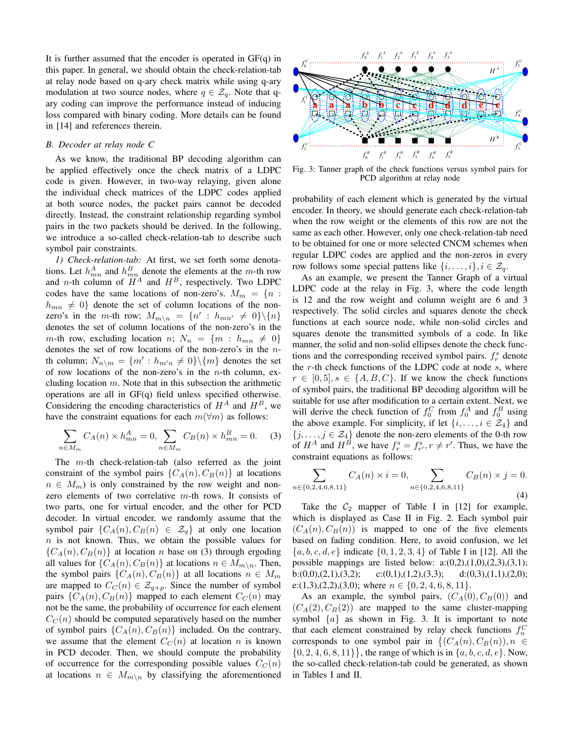It is further assumed that the encoder is operated in GF(q) in this paper. In general, we should obtain the check-relation-tab at relay node based on q-ary check matrix while using q-ary modulation at two source nodes, where $q \in \mathcal{Z}_q$. Note that q-ary coding can improve the performance instead of inducing loss compared with binary coding. More details can be found in [14] and references therein.

### *B. Decoder at relay node C*

As we know, the traditional BP decoding algorithm can be applied effectively once the check matrix of a LDPC code is given. However, in two-way relaying, given alone the individual check matrices of the LDPC codes applied at both source nodes, the packet pairs cannot be decoded directly. Instead, the constraint relationship regarding symbol pairs in the two packets should be derived. In the following, we introduce a so-called check-relation-tab to describe such symbol pair constraints.

*1) Check-relation-tab:* At first, we set forth some denotations. Let $h^A_{mn}$ and $h^B_{mn}$ denote the elements at the $m$-th row and $n$-th column of $H^A$ and $H^B$, respectively. Two LDPC codes have the same locations of non-zero's. $M_m = \{n : h_{mn} \neq 0\}$ denote the set of column locations of the non-zero's in the $m$-th row; $M_{m\backslash n} = \{n' : h_{mn'} \neq 0\}\backslash\{n\}$ denotes the set of column locations of the non-zero's in the $m$-th row, excluding location $n$; $N_n = \{m : h_{mn} \neq 0\}$ denotes the set of row locations of the non-zero's in the $n$-th column; $N_{n\backslash m} = \{m' : h_{m'n} \neq 0\}\backslash\{m\}$ denotes the set of row locations of the non-zero's in the $n$-th column, excluding location $m$. Note that in this subsection the arithmetic operations are all in GF(q) field unless specified otherwise. Considering the encoding characteristics of $H^A$ and $H^B$, we have the constraint equations for each $m(\forall m)$ as follows:

$$\sum_{n \in M_m} C_A(n) \times h^A_{mn} = 0, \sum_{n \in M_m} C_B(n) \times h^B_{mn} = 0. \quad (3)$$

The $m$-th check-relation-tab (also referred as the joint constraint of the symbol pairs $\{C_A(n), C_B(n)\}$ at locations $n \in M_m$) is only constrained by the row weight and non-zero elements of two correlative $m$-th rows. It consists of two parts, one for virtual encoder, and the other for PCD decoder. In virtual encoder, we randomly assume that the symbol pair $\{C_A(n), C_B(n) \in \mathcal{Z}_q\}$ at only one location $n$ is not known. Thus, we obtain the possible values for $\{C_A(n), C_B(n)\}$ at location $n$ base on (3) through ergoding all values for $\{C_A(n), C_B(n)\}$ at locations $n \in M_{m\backslash n}$. Then, the symbol pairs $\{C_A(n), C_B(n)\}$ at all locations $n \in M_m$ are mapped to $C_C(n) \in \mathcal{Z}_{q+p}$. Since the number of symbol pairs $\{C_A(n), C_B(n)\}$ mapped to each element $C_C(n)$ may not be the same, the probability of occurrence for each element $C_C(n)$ should be computed separately based on the number of symbol pairs $\{C_A(n), C_B(n)\}$ included. On the contrary, we assume that the element $C_C(n)$ at location $n$ is known in PCD decoder. Then, we should compute the probability of occurrence for the corresponding possible values $C_C(n)$ at locations $n \in M_{m\backslash n}$ by classifying the aforementioned probability of each element which is generated by the virtual encoder. In theory, we should generate each check-relation-tab when the row weight or the elements of this row are not the same as each other. However, only one check-relation-tab need to be obtained for one or more selected CNCM schemes when regular LDPC codes are applied and the non-zeros in every row follows some special pattens like $\{i, \ldots, i\}, i \in \mathcal{Z}_q$.

Fig. 3: Tanner graph of the check functions versus symbol pairs for PCD algorithm at relay node

As an example, we present the Tanner Graph of a virtual LDPC code at the relay in Fig. 3, where the code length is 12 and the row weight and column weight are 6 and 3 respectively. The solid circles and squares denote the check functions at each source node, while non-solid circles and squares denote the transmitted symbols of a code. In like manner, the solid and non-solid ellipses denote the check functions and the corresponding received symbol pairs. $f^s_r$ denote the $r$-th check functions of the LDPC code at node $s$, where $r \in [0, 5], s \in \{A, B, C\}$. If we know the check functions of symbol pairs, the traditional BP decoding algorithm will be suitable for use after modification to a certain extent. Next, we will derive the check function of $f^C_0$ from $f^A_0$ and $f^B_0$ using the above example. For simplicity, if let $\{i, \ldots, i \in \mathcal{Z}_4\}$ and $\{j, \ldots, j \in \mathcal{Z}_4\}$ denote the non-zero elements of the 0-th row of $H^A$ and $H^B$, we have $f^s_r = f^s_{r'}, r \neq r'$. Thus, we have the constraint equations as follows:

$$\sum_{n \in \{0,2,4,6,8,11\}} C_A(n) \times i = 0, \sum_{n \in \{0,2,4,6,8,11\}} C_B(n) \times j = 0. \quad (4)$$

Take the $\mathcal{C}_2$ mapper of Table I in [12] for example, which is displayed as Case II in Fig. 2. Each symbol pair $(C_A(n), C_B(n))$ is mapped to one of the five elements based on fading condition. Here, to avoid confusion, we let $\{a, b, c, d, e\}$ indicate $\{0, 1, 2, 3, 4\}$ of Table I in [12]. All the possible mappings are listed below: a:(0,2),(1,0),(2,3),(3,1); b:(0,0),(2,1),(3,2); c:(0,1),(1,2),(3,3); d:(0,3),(1,1),(2,0); e:(1,3),(2,2),(3,0); where $n \in \{0, 2, 4, 6, 8, 11\}$.

As an example, the symbol pairs, $(C_A(0), C_B(0))$ and $(C_A(2), C_B(2))$ are mapped to the same cluster-mapping symbol $\{a\}$ as shown in Fig. 3. It is important to note that each element constrained by relay check functions $f^C_n$ corresponds to one symbol pair in $\{(C_A(n), C_B(n)), n \in \{0, 2, 4, 6, 8, 11\}\}$, the range of which is in $\{a, b, c, d, e\}$. Now, the so-called check-relation-tab could be generated, as shown in Tables I and II.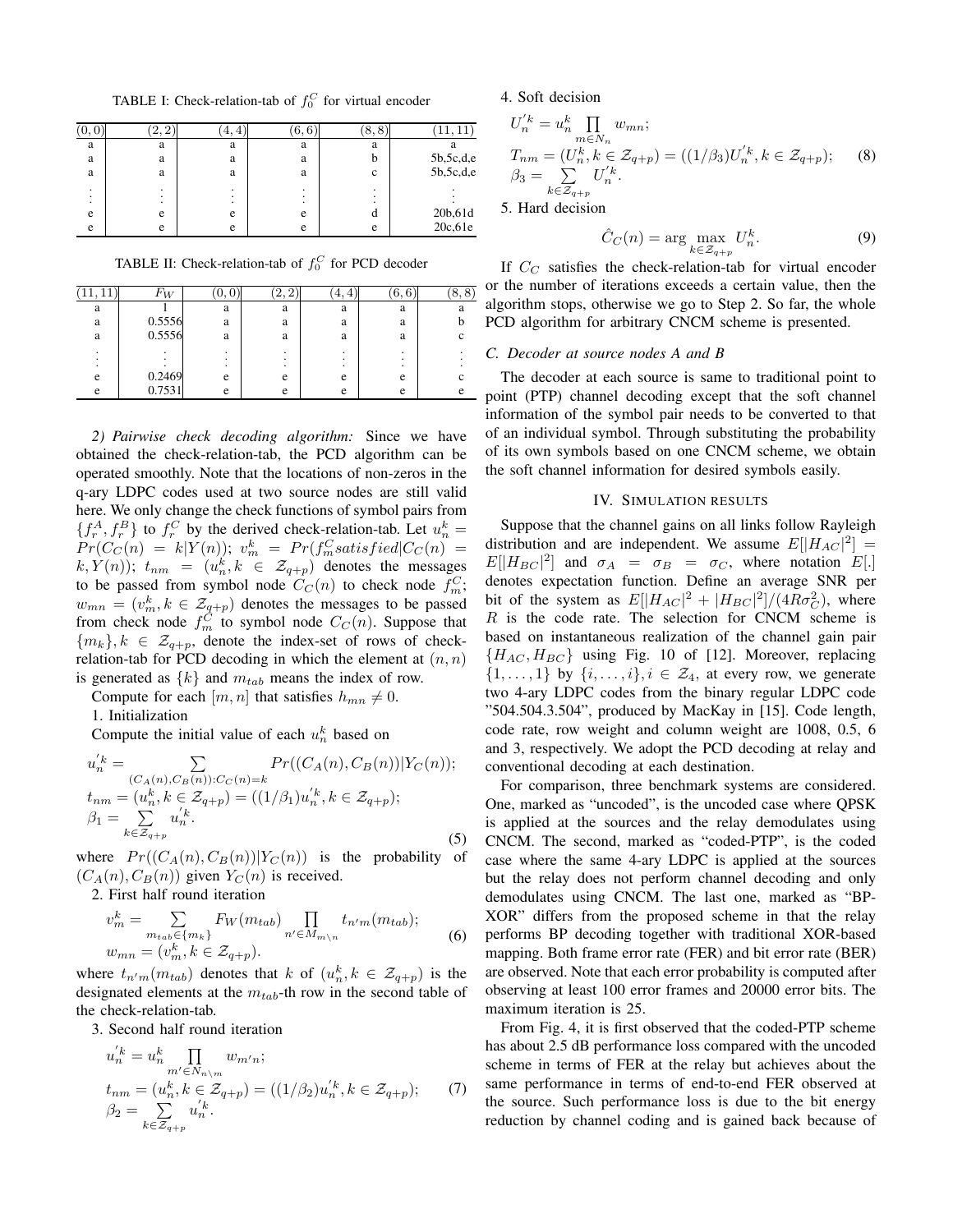TABLE I: Check-relation-tab of $f_0^C$ for virtual encoder

| $(0,0)$ | $(2,2)$ | $(4,4)$ | $(6,6)$ | $(8,8)$ | $(11,11)$ |
|---|---|---|---|---|---|
| a | a | a | a | a | a |
| a | a | a | a | b | 5b,5c,d,e |
| a | a | a | a | c | 5b,5c,d,e |
| ⋮ | ⋮ | ⋮ | ⋮ | ⋮ | ⋮ |
| e | e | e | e | d | 20b,61d |
| e | e | e | e | e | 20c,61e |

TABLE II: Check-relation-tab of $f_0^C$ for PCD decoder

| $(11,11)$ | $F_W$ | $(0,0)$ | $(2,2)$ | $(4,4)$ | $(6,6)$ | $(8,8)$ |
|---|---|---|---|---|---|---|
| a | 1 | a | a | a | a | a |
| a | 0.5556 | a | a | a | a | b |
| a | 0.5556 | a | a | a | a | c |
| ⋮ | ⋮ | ⋮ | ⋮ | ⋮ | ⋮ | ⋮ |
| e | 0.2469 | e | e | e | e | c |
| e | 0.7531 | e | e | e | e | e |

*2) Pairwise check decoding algorithm:* Since we have obtained the check-relation-tab, the PCD algorithm can be operated smoothly. Note that the locations of non-zeros in the q-ary LDPC codes used at two source nodes are still valid here. We only change the check functions of symbol pairs from $\{f_r^A, f_r^B\}$ to $f_r^C$ by the derived check-relation-tab. Let $u_n^k = Pr(C_C(n) = k|Y(n))$; $v_m^k = Pr(f_m^C satisfied|C_C(n) = k, Y(n))$; $t_{nm} = (u_n^k, k \in \mathcal{Z}_{q+p})$ denotes the messages to be passed from symbol node $C_C(n)$ to check node $f_m^C$; $w_{mn} = (v_m^k, k \in \mathcal{Z}_{q+p})$ denotes the messages to be passed from check node $f_m^C$ to symbol node $C_C(n)$. Suppose that $\{m_k\}, k \in \mathcal{Z}_{q+p}$, denote the index-set of rows of check-relation-tab for PCD decoding in which the element at $(n,n)$ is generated as $\{k\}$ and $m_{tab}$ means the index of row.

Compute for each $[m,n]$ that satisfies $h_{mn} \neq 0$.

1. Initialization

Compute the initial value of each $u_n^k$ based on

$$
\begin{aligned}
&u_n^{'k} = \sum_{(C_A(n),C_B(n)):C_C(n)=k} Pr((C_A(n), C_B(n))|Y_C(n));\\
&t_{nm} = (u_n^k, k \in \mathcal{Z}_{q+p}) = ((1/\beta_1)u_n^{'k}, k \in \mathcal{Z}_{q+p});\\
&\beta_1 = \sum_{k \in \mathcal{Z}_{q+p}} u_n^{'k}.
\end{aligned}
\tag{5}
$$

where $Pr((C_A(n), C_B(n))|Y_C(n))$ is the probability of $(C_A(n), C_B(n))$ given $Y_C(n)$ is received.

2. First half round iteration

$$
\begin{aligned}
&v_m^k = \sum_{m_{tab} \in \{m_k\}} F_W(m_{tab}) \prod_{n' \in M_{m\setminus n}} t_{n'm}(m_{tab});\\
&w_{mn} = (v_m^k, k \in \mathcal{Z}_{q+p}).
\end{aligned}
\tag{6}
$$

where $t_{n'm}(m_{tab})$ denotes that $k$ of $(u_n^k, k \in \mathcal{Z}_{q+p})$ is the designated elements at the $m_{tab}$-th row in the second table of the check-relation-tab.

3. Second half round iteration

$$
\begin{aligned}
&u_n^{'k} = u_n^k \prod_{m' \in N_{n\setminus m}} w_{m'n};\\
&t_{nm} = (u_n^k, k \in \mathcal{Z}_{q+p}) = ((1/\beta_2)u_n^{'k}, k \in \mathcal{Z}_{q+p});\\
&\beta_2 = \sum_{k \in \mathcal{Z}_{q+p}} u_n^{'k}.
\end{aligned}
\tag{7}
$$

4. Soft decision

$$
\begin{aligned}
&U_n^{'k} = u_n^k \prod_{m \in N_n} w_{mn};\\
&T_{nm} = (U_n^k, k \in \mathcal{Z}_{q+p}) = ((1/\beta_3)U_n^{'k}, k \in \mathcal{Z}_{q+p});\\
&\beta_3 = \sum_{k \in \mathcal{Z}_{q+p}} U_n^{'k}.
\end{aligned}
\tag{8}
$$

5. Hard decision

$$
\hat{C}_C(n) = \arg\max_{k \in \mathcal{Z}_{q+p}} U_n^k. \tag{9}
$$

If $C_C$ satisfies the check-relation-tab for virtual encoder or the number of iterations exceeds a certain value, then the algorithm stops, otherwise we go to Step 2. So far, the whole PCD algorithm for arbitrary CNCM scheme is presented.

### C. Decoder at source nodes A and B

The decoder at each source is same to traditional point to point (PTP) channel decoding except that the soft channel information of the symbol pair needs to be converted to that of an individual symbol. Through substituting the probability of its own symbols based on one CNCM scheme, we obtain the soft channel information for desired symbols easily.

## IV. Simulation results

Suppose that the channel gains on all links follow Rayleigh distribution and are independent. We assume $E[|H_{AC}|^2] = E[|H_{BC}|^2]$ and $\sigma_A = \sigma_B = \sigma_C$, where notation $E[.]$ denotes expectation function. Define an average SNR per bit of the system as $E[|H_{AC}|^2 + |H_{BC}|^2]/(4R\sigma_C^2)$, where $R$ is the code rate. The selection for CNCM scheme is based on instantaneous realization of the channel gain pair $\{H_{AC}, H_{BC}\}$ using Fig. 10 of [12]. Moreover, replacing $\{1,\ldots,1\}$ by $\{i,\ldots,i\}, i \in \mathcal{Z}_4$, at every row, we generate two 4-ary LDPC codes from the binary regular LDPC code "504.504.3.504", produced by MacKay in [15]. Code length, code rate, row weight and column weight are 1008, 0.5, 6 and 3, respectively. We adopt the PCD decoding at relay and conventional decoding at each destination.

For comparison, three benchmark systems are considered. One, marked as "uncoded", is the uncoded case where QPSK is applied at the sources and the relay demodulates using CNCM. The second, marked as "coded-PTP", is the coded case where the same 4-ary LDPC is applied at the sources but the relay does not perform channel decoding and only demodulates using CNCM. The last one, marked as "BP-XOR" differs from the proposed scheme in that the relay performs BP decoding together with traditional XOR-based mapping. Both frame error rate (FER) and bit error rate (BER) are observed. Note that each error probability is computed after observing at least 100 error frames and 20000 error bits. The maximum iteration is 25.

From Fig. 4, it is first observed that the coded-PTP scheme has about 2.5 dB performance loss compared with the uncoded scheme in terms of FER at the relay but achieves about the same performance in terms of end-to-end FER observed at the source. Such performance loss is due to the bit energy reduction by channel coding and is gained back because of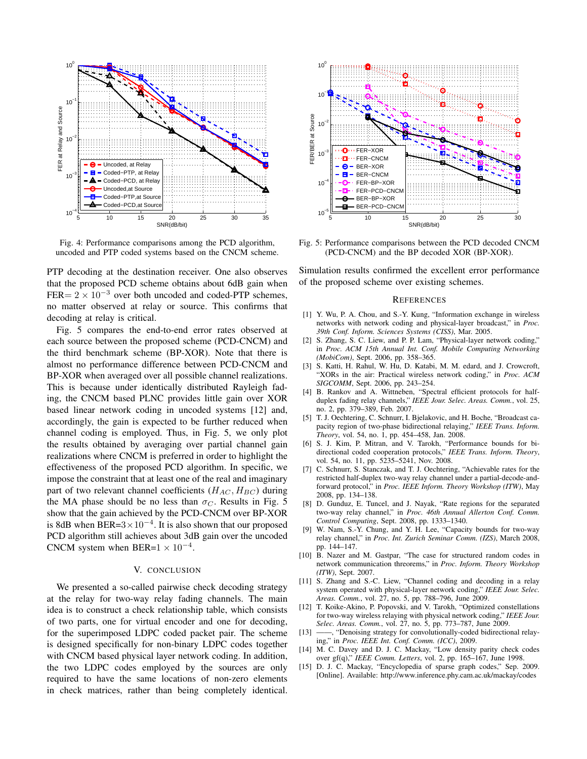FER at Relay and Source

$10^0$

$10^{-1}$

$10^{-2}$

$10^{-3}$

$10^{-4}$

5 10 15 20 25 30 35

SNR(dB/bit)

Uncoded, at Relay

Coded−PTP, at Relay

Coded−PCD, at Relay

Uncoded,at Source

Coded−PTP,at Source

Coded−PCD,at Source

Fig. 4: Performance comparisons among the PCD algorithm, uncoded and PTP coded systems based on the CNCM scheme.

FER/BER at Source

$10^0$

$10^{-1}$

$10^{-2}$

$10^{-3}$

$10^{-4}$

$10^{-5}$

5 10 15 20 25 30

SNR(dB/bit)

FER−XOR

FER−CNCM

BER−XOR

BER−CNCM

FER−BP−XOR

FER−PCD−CNCM

BER−BP−XOR

BER−PCD−CNCM

Fig. 5: Performance comparisons between the PCD decoded CNCM (PCD-CNCM) and the BP decoded XOR (BP-XOR).

PTP decoding at the destination receiver. One also observes that the proposed PCD scheme obtains about 6dB gain when FER$= 2 \times 10^{-3}$ over both uncoded and coded-PTP schemes, no matter observed at relay or source. This confirms that decoding at relay is critical.

Fig. 5 compares the end-to-end error rates observed at each source between the proposed scheme (PCD-CNCM) and the third benchmark scheme (BP-XOR). Note that there is almost no performance difference between PCD-CNCM and BP-XOR when averaged over all possible channel realizations. This is because under identically distributed Rayleigh fading, the CNCM based PLNC provides little gain over XOR based linear network coding in uncoded systems [12] and, accordingly, the gain is expected to be further reduced when channel coding is employed. Thus, in Fig. 5, we only plot the results obtained by averaging over partial channel gain realizations where CNCM is preferred in order to highlight the effectiveness of the proposed PCD algorithm. In specific, we impose the constraint that at least one of the real and imaginary part of two relevant channel coefficients ($H_{AC}, H_{BC}$) during the MA phase should be no less than $\sigma_C$. Results in Fig. 5 show that the gain achieved by the PCD-CNCM over BP-XOR is 8dB when BER=$3\times10^{-4}$. It is also shown that our proposed PCD algorithm still achieves about 3dB gain over the uncoded CNCM system when BER=$1 \times 10^{-4}$.

## V. Conclusion

We presented a so-called pairwise check decoding strategy at the relay for two-way relay fading channels. The main idea is to construct a check relationship table, which consists of two parts, one for virtual encoder and one for decoding, for the superimposed LDPC coded packet pair. The scheme is designed specifically for non-binary LDPC codes together with CNCM based physical layer network coding. In addition, the two LDPC codes employed by the sources are only required to have the same locations of non-zero elements in check matrices, rather than being completely identical. Simulation results confirmed the excellent error performance of the proposed scheme over existing schemes.

## References

[1] Y. Wu, P. A. Chou, and S.-Y. Kung, "Information exchange in wireless networks with network coding and physical-layer broadcast," in *Proc. 39th Conf. Inform. Sciences Systems (CISS)*, Mar. 2005.

[2] S. Zhang, S. C. Liew, and P. P. Lam, "Physical-layer network coding," in *Proc. ACM 15th Annual Int. Conf. Mobile Computing Networking (MobiCom)*, Sept. 2006, pp. 358–365.

[3] S. Katti, H. Rahul, W. Hu, D. Katabi, M. M. edard, and J. Crowcroft, "XORs in the air: Practical wireless network coding," in *Proc. ACM SIGCOMM*, Sept. 2006, pp. 243–254.

[4] B. Rankov and A. Wittneben, "Spectral efficient protocols for half-duplex fading relay channels," *IEEE Jour. Selec. Areas. Comm.*, vol. 25, no. 2, pp. 379–389, Feb. 2007.

[5] T. J. Oechtering, C. Schnurr, I. Bjelakovic, and H. Boche, "Broadcast capacity region of two-phase bidirectional relaying," *IEEE Trans. Inform. Theory*, vol. 54, no. 1, pp. 454–458, Jan. 2008.

[6] S. J. Kim, P. Mitran, and V. Tarokh, "Performance bounds for bi-directional coded cooperation protocols," *IEEE Trans. Inform. Theory*, vol. 54, no. 11, pp. 5235–5241, Nov. 2008.

[7] C. Schnurr, S. Stanczak, and T. J. Oechtering, "Achievable rates for the restricted half-duplex two-way relay channel under a partial-decode-and-forward protocol," in *Proc. IEEE Inform. Theory Workshop (ITW)*, May 2008, pp. 134–138.

[8] D. Gunduz, E. Tuncel, and J. Nayak, "Rate regions for the separated two-way relay channel," in *Proc. 46th Annual Allerton Conf. Comm. Control Computing*, Sept. 2008, pp. 1333–1340.

[9] W. Nam, S.-Y. Chung, and Y. H. Lee, "Capacity bounds for two-way relay channel," in *Proc. Int. Zurich Seminar Comm. (IZS)*, March 2008, pp. 144–147.

[10] B. Nazer and M. Gastpar, "The case for structured random codes in network communication threorems," in *Proc. Inform. Theory Workshop (ITW)*, Sept. 2007.

[11] S. Zhang and S.-C. Liew, "Channel coding and decoding in a relay system operated with physical-layer network coding," *IEEE Jour. Selec. Areas. Comm.*, vol. 27, no. 5, pp. 788–796, June 2009.

[12] T. Koike-Akino, P. Popovski, and V. Tarokh, "Optimized constellations for two-way wireless relaying with physical network coding," *IEEE Jour. Selec. Areas. Comm.*, vol. 27, no. 5, pp. 773–787, June 2009.

[13] ——, "Denoising strategy for convolutionally-coded bidirectional relaying," in *Proc. IEEE Int. Conf. Comm. (ICC)*, 2009.

[14] M. C. Davey and D. J. C. Mackay, "Low density parity check codes over gf(q)," *IEEE Comm. Letters*, vol. 2, pp. 165–167, June 1998.

[15] D. J. C. Mackay, "Encyclopedia of sparse graph codes," Sep. 2009. [Online]. Available: http://www.inference.phy.cam.ac.uk/mackay/codes